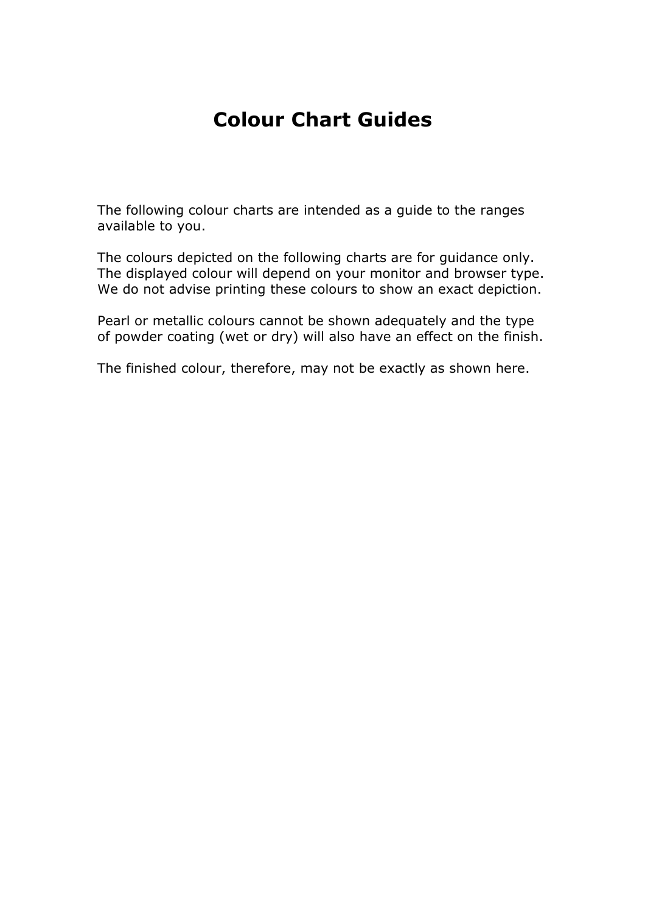# Colour Chart Guides

The following colour charts are intended as a guide to the ranges available to you.

The colours depicted on the following charts are for guidance only. The displayed colour will depend on your monitor and browser type. We do not advise printing these colours to show an exact depiction.

Pearl or metallic colours cannot be shown adequately and the type of powder coating (wet or dry) will also have an effect on the finish.

The finished colour, therefore, may not be exactly as shown here.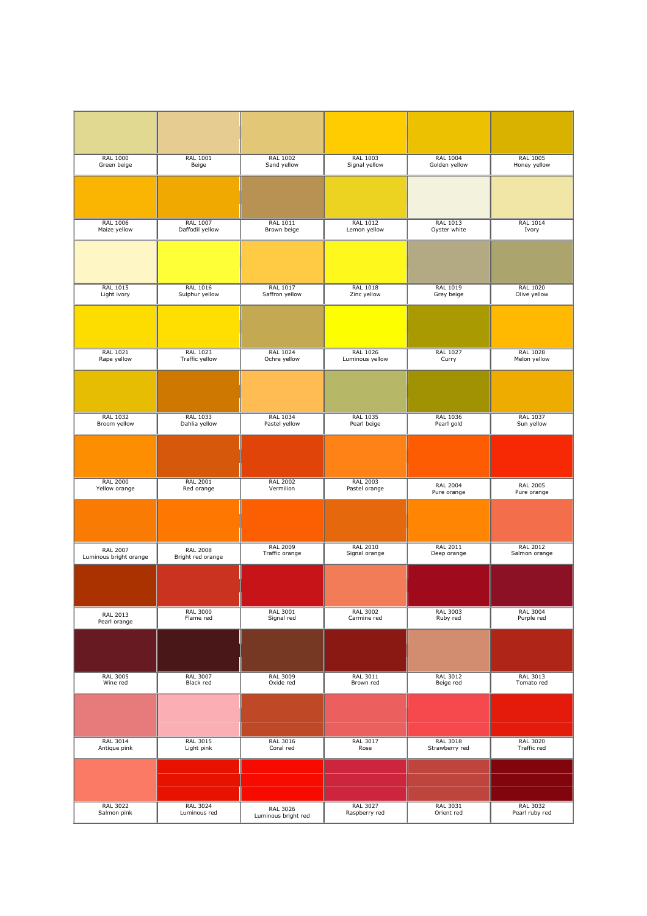| | | | | | |
|---|---|---|---|---|---|
| RAL 1000<br>Green beige | RAL 1001<br>Beige | RAL 1002<br>Sand yellow | RAL 1003<br>Signal yellow | RAL 1004<br>Golden yellow | RAL 1005<br>Honey yellow |
| RAL 1006<br>Maize yellow | RAL 1007<br>Daffodil yellow | RAL 1011<br>Brown beige | RAL 1012<br>Lemon yellow | RAL 1013<br>Oyster white | RAL 1014<br>Ivory |
| RAL 1015<br>Light ivory | RAL 1016<br>Sulphur yellow | RAL 1017<br>Saffron yellow | RAL 1018<br>Zinc yellow | RAL 1019<br>Grey beige | RAL 1020<br>Olive yellow |
| RAL 1021<br>Rape yellow | RAL 1023<br>Traffic yellow | RAL 1024<br>Ochre yellow | RAL 1026<br>Luminous yellow | RAL 1027<br>Curry | RAL 1028<br>Melon yellow |
| RAL 1032<br>Broom yellow | RAL 1033<br>Dahlia yellow | RAL 1034<br>Pastel yellow | RAL 1035<br>Pearl beige | RAL 1036<br>Pearl gold | RAL 1037<br>Sun yellow |
| RAL 2000<br>Yellow orange | RAL 2001<br>Red orange | RAL 2002<br>Vermilion | RAL 2003<br>Pastel orange | RAL 2004<br>Pure orange | RAL 2005<br>Pure orange |
| RAL 2007<br>Luminous bright orange | RAL 2008<br>Bright red orange | RAL 2009<br>Traffic orange | RAL 2010<br>Signal orange | RAL 2011<br>Deep orange | RAL 2012<br>Salmon orange |
| RAL 2013<br>Pearl orange | RAL 3000<br>Flame red | RAL 3001<br>Signal red | RAL 3002<br>Carmine red | RAL 3003<br>Ruby red | RAL 3004<br>Purple red |
| RAL 3005<br>Wine red | RAL 3007<br>Black red | RAL 3009<br>Oxide red | RAL 3011<br>Brown red | RAL 3012<br>Beige red | RAL 3013<br>Tomato red |
| RAL 3014<br>Antique pink | RAL 3015<br>Light pink | RAL 3016<br>Coral red | RAL 3017<br>Rose | RAL 3018<br>Strawberry red | RAL 3020<br>Traffic red |
| RAL 3022<br>Salmon pink | RAL 3024<br>Luminous red | RAL 3026<br>Luminous bright red | RAL 3027<br>Raspberry red | RAL 3031<br>Orient red | RAL 3032<br>Pearl ruby red |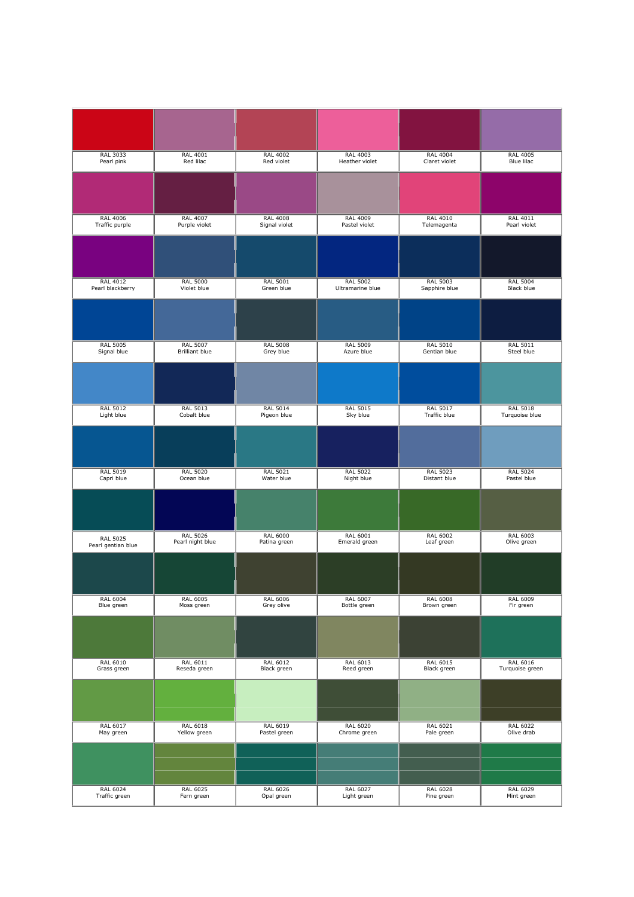| | | | | | |
|---|---|---|---|---|---|
| RAL 3033 Pearl pink | RAL 4001 Red lilac | RAL 4002 Red violet | RAL 4003 Heather violet | RAL 4004 Claret violet | RAL 4005 Blue lilac |
| RAL 4006 Traffic purple | RAL 4007 Purple violet | RAL 4008 Signal violet | RAL 4009 Pastel violet | RAL 4010 Telemagenta | RAL 4011 Pearl violet |
| RAL 4012 Pearl blackberry | RAL 5000 Violet blue | RAL 5001 Green blue | RAL 5002 Ultramarine blue | RAL 5003 Sapphire blue | RAL 5004 Black blue |
| RAL 5005 Signal blue | RAL 5007 Brilliant blue | RAL 5008 Grey blue | RAL 5009 Azure blue | RAL 5010 Gentian blue | RAL 5011 Steel blue |
| RAL 5012 Light blue | RAL 5013 Cobalt blue | RAL 5014 Pigeon blue | RAL 5015 Sky blue | RAL 5017 Traffic blue | RAL 5018 Turquoise blue |
| RAL 5019 Capri blue | RAL 5020 Ocean blue | RAL 5021 Water blue | RAL 5022 Night blue | RAL 5023 Distant blue | RAL 5024 Pastel blue |
| RAL 5025 Pearl gentian blue | RAL 5026 Pearl night blue | RAL 6000 Patina green | RAL 6001 Emerald green | RAL 6002 Leaf green | RAL 6003 Olive green |
| RAL 6004 Blue green | RAL 6005 Moss green | RAL 6006 Grey olive | RAL 6007 Bottle green | RAL 6008 Brown green | RAL 6009 Fir green |
| RAL 6010 Grass green | RAL 6011 Reseda green | RAL 6012 Black green | RAL 6013 Reed green | RAL 6015 Black green | RAL 6016 Turquoise green |
| RAL 6017 May green | RAL 6018 Yellow green | RAL 6019 Pastel green | RAL 6020 Chrome green | RAL 6021 Pale green | RAL 6022 Olive drab |
| RAL 6024 Traffic green | RAL 6025 Fern green | RAL 6026 Opal green | RAL 6027 Light green | RAL 6028 Pine green | RAL 6029 Mint green |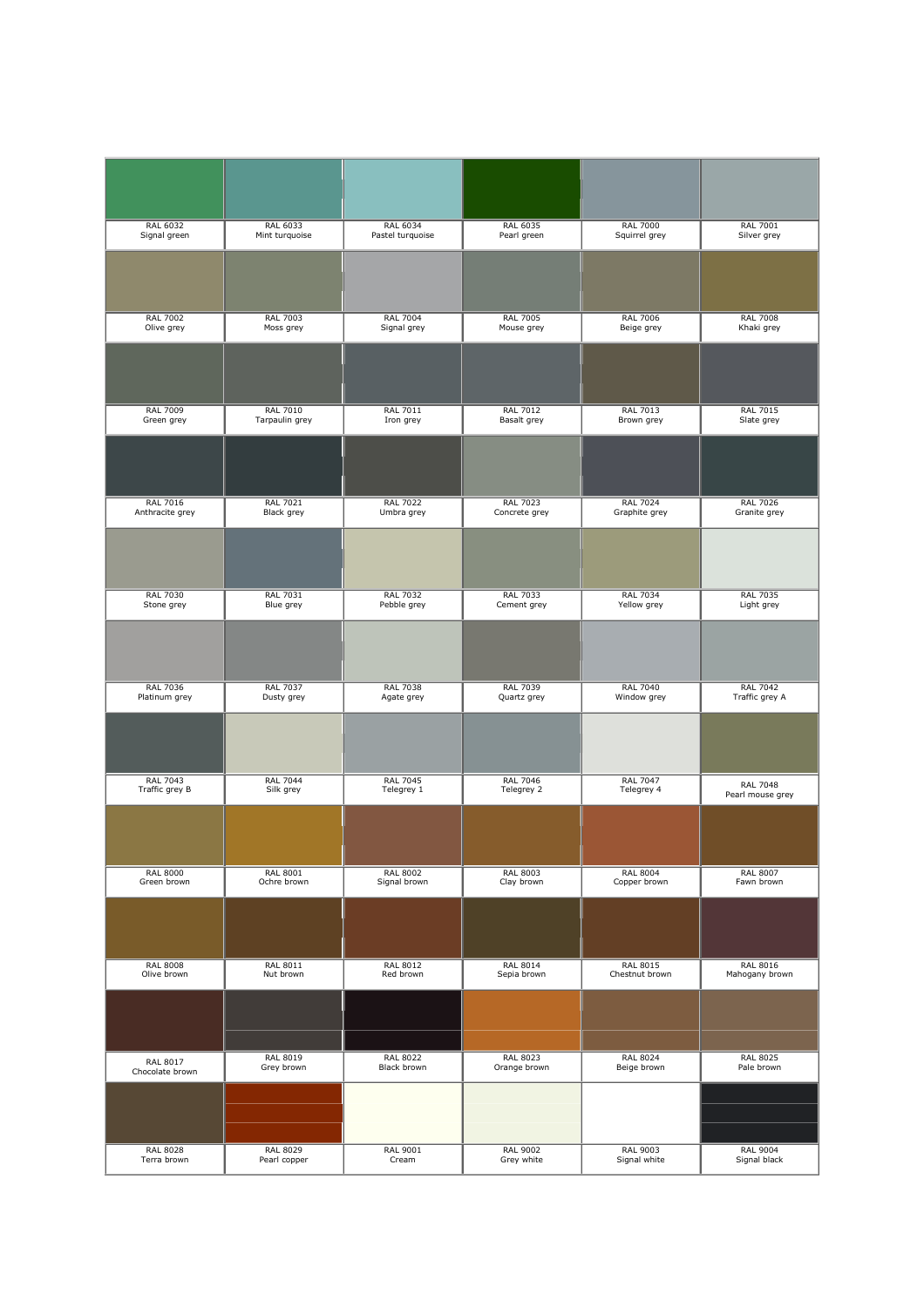| | | | | | |
|---|---|---|---|---|---|
| RAL 6032<br>Signal green | RAL 6033<br>Mint turquoise | RAL 6034<br>Pastel turquoise | RAL 6035<br>Pearl green | RAL 7000<br>Squirrel grey | RAL 7001<br>Silver grey |
| RAL 7002<br>Olive grey | RAL 7003<br>Moss grey | RAL 7004<br>Signal grey | RAL 7005<br>Mouse grey | RAL 7006<br>Beige grey | RAL 7008<br>Khaki grey |
| RAL 7009<br>Green grey | RAL 7010<br>Tarpaulin grey | RAL 7011<br>Iron grey | RAL 7012<br>Basalt grey | RAL 7013<br>Brown grey | RAL 7015<br>Slate grey |
| RAL 7016<br>Anthracite grey | RAL 7021<br>Black grey | RAL 7022<br>Umbra grey | RAL 7023<br>Concrete grey | RAL 7024<br>Graphite grey | RAL 7026<br>Granite grey |
| RAL 7030<br>Stone grey | RAL 7031<br>Blue grey | RAL 7032<br>Pebble grey | RAL 7033<br>Cement grey | RAL 7034<br>Yellow grey | RAL 7035<br>Light grey |
| RAL 7036<br>Platinum grey | RAL 7037<br>Dusty grey | RAL 7038<br>Agate grey | RAL 7039<br>Quartz grey | RAL 7040<br>Window grey | RAL 7042<br>Traffic grey A |
| RAL 7043<br>Traffic grey B | RAL 7044<br>Silk grey | RAL 7045<br>Telegrey 1 | RAL 7046<br>Telegrey 2 | RAL 7047<br>Telegrey 4 | RAL 7048<br>Pearl mouse grey |
| RAL 8000<br>Green brown | RAL 8001<br>Ochre brown | RAL 8002<br>Signal brown | RAL 8003<br>Clay brown | RAL 8004<br>Copper brown | RAL 8007<br>Fawn brown |
| RAL 8008<br>Olive brown | RAL 8011<br>Nut brown | RAL 8012<br>Red brown | RAL 8014<br>Sepia brown | RAL 8015<br>Chestnut brown | RAL 8016<br>Mahogany brown |
| RAL 8017<br>Chocolate brown | RAL 8019<br>Grey brown | RAL 8022<br>Black brown | RAL 8023<br>Orange brown | RAL 8024<br>Beige brown | RAL 8025<br>Pale brown |
| RAL 8028<br>Terra brown | RAL 8029<br>Pearl copper | RAL 9001<br>Cream | RAL 9002<br>Grey white | RAL 9003<br>Signal white | RAL 9004<br>Signal black |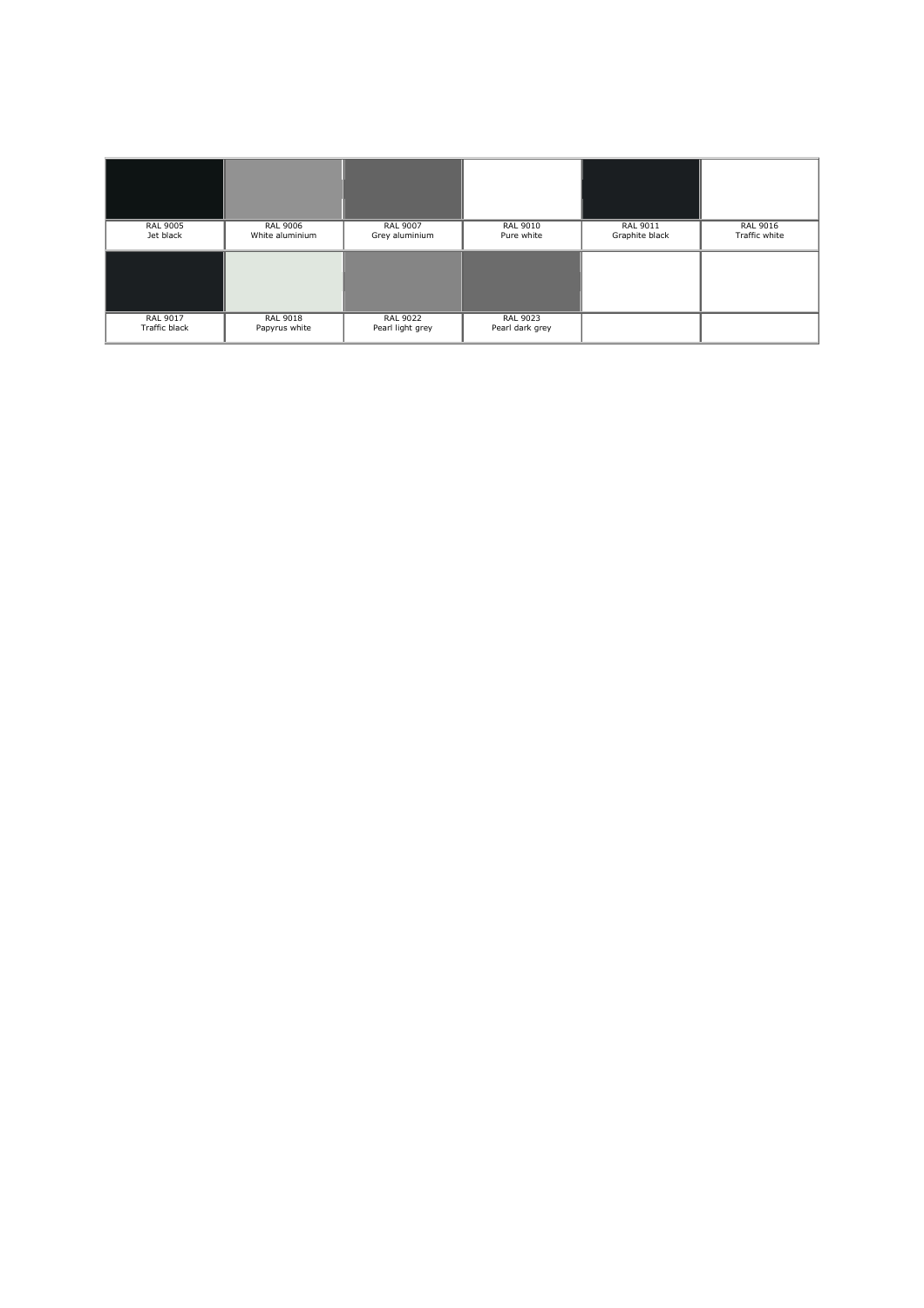| | | | | | |
|---|---|---|---|---|---|
| RAL 9005<br>Jet black | RAL 9006<br>White aluminium | RAL 9007<br>Grey aluminium | RAL 9010<br>Pure white | RAL 9011<br>Graphite black | RAL 9016<br>Traffic white |
| RAL 9017<br>Traffic black | RAL 9018<br>Papyrus white | RAL 9022<br>Pearl light grey | RAL 9023<br>Pearl dark grey | | |